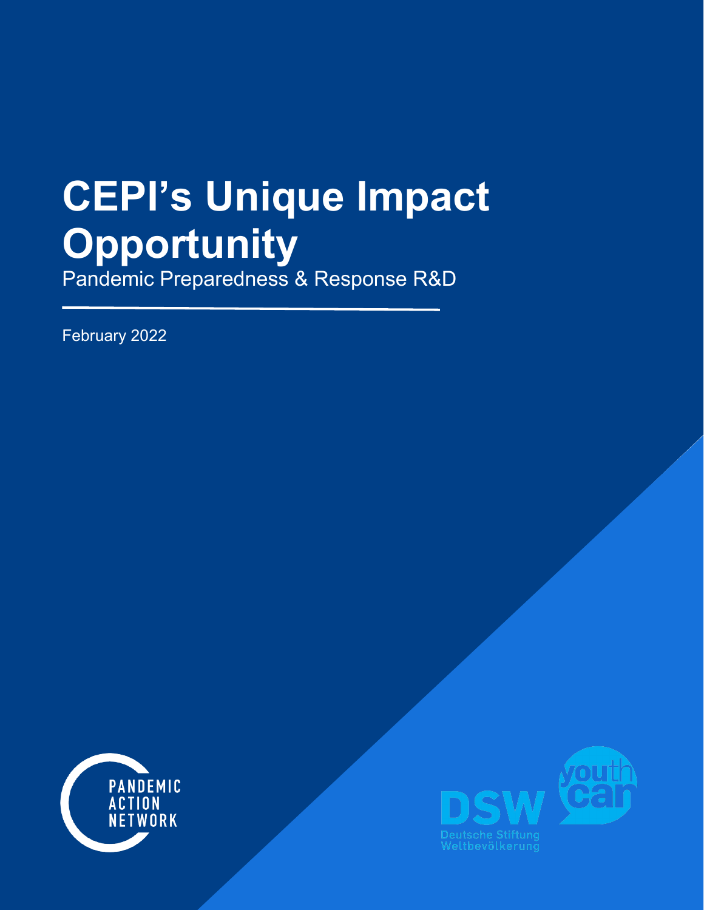# CEPI's Unique Impact Opportunity

Pandemic Preparedness & Response R&D

February 2022

PANDEMIC ACTION NETWORK

DSW Deutsche Stiftung Weltbevölkerung

youth can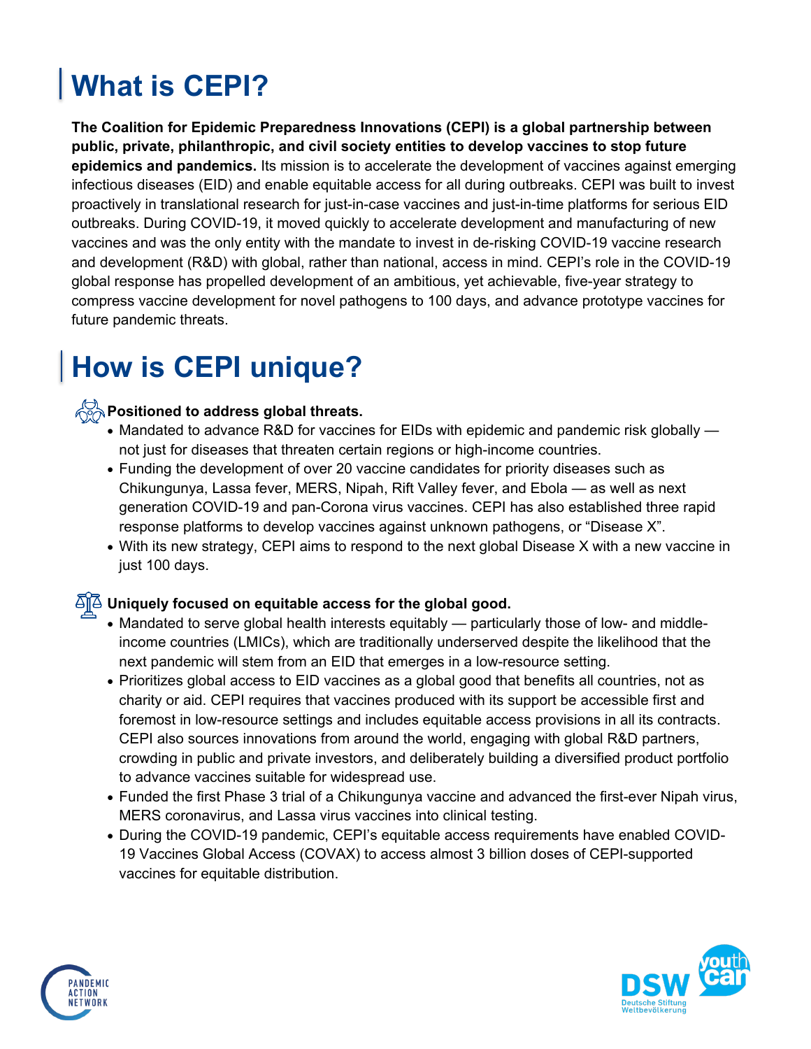# What is CEPI?

**The Coalition for Epidemic Preparedness Innovations (CEPI) is a global partnership between public, private, philanthropic, and civil society entities to develop vaccines to stop future epidemics and pandemics.** Its mission is to accelerate the development of vaccines against emerging infectious diseases (EID) and enable equitable access for all during outbreaks. CEPI was built to invest proactively in translational research for just-in-case vaccines and just-in-time platforms for serious EID outbreaks. During COVID-19, it moved quickly to accelerate development and manufacturing of new vaccines and was the only entity with the mandate to invest in de-risking COVID-19 vaccine research and development (R&D) with global, rather than national, access in mind. CEPI's role in the COVID-19 global response has propelled development of an ambitious, yet achievable, five-year strategy to compress vaccine development for novel pathogens to 100 days, and advance prototype vaccines for future pandemic threats.

# How is CEPI unique?

**Positioned to address global threats.**

- Mandated to advance R&D for vaccines for EIDs with epidemic and pandemic risk globally — not just for diseases that threaten certain regions or high-income countries.
- Funding the development of over 20 vaccine candidates for priority diseases such as Chikungunya, Lassa fever, MERS, Nipah, Rift Valley fever, and Ebola — as well as next generation COVID-19 and pan-Corona virus vaccines. CEPI has also established three rapid response platforms to develop vaccines against unknown pathogens, or "Disease X".
- With its new strategy, CEPI aims to respond to the next global Disease X with a new vaccine in just 100 days.

**Uniquely focused on equitable access for the global good.**

- Mandated to serve global health interests equitably — particularly those of low- and middle-income countries (LMICs), which are traditionally underserved despite the likelihood that the next pandemic will stem from an EID that emerges in a low-resource setting.
- Prioritizes global access to EID vaccines as a global good that benefits all countries, not as charity or aid. CEPI requires that vaccines produced with its support be accessible first and foremost in low-resource settings and includes equitable access provisions in all its contracts. CEPI also sources innovations from around the world, engaging with global R&D partners, crowding in public and private investors, and deliberately building a diversified product portfolio to advance vaccines suitable for widespread use.
- Funded the first Phase 3 trial of a Chikungunya vaccine and advanced the first-ever Nipah virus, MERS coronavirus, and Lassa virus vaccines into clinical testing.
- During the COVID-19 pandemic, CEPI's equitable access requirements have enabled COVID-19 Vaccines Global Access (COVAX) to access almost 3 billion doses of CEPI-supported vaccines for equitable distribution.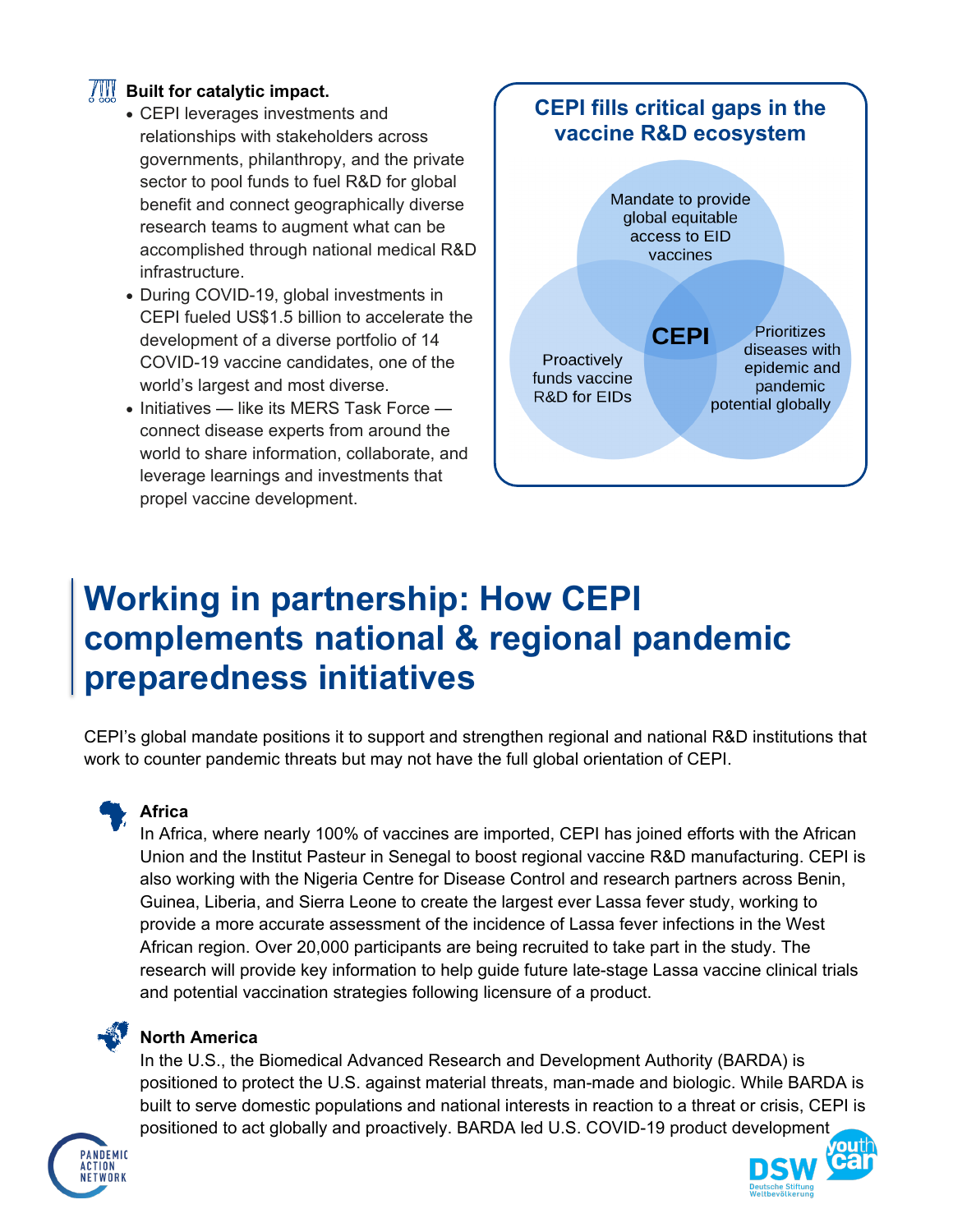**Built for catalytic impact.**

- CEPI leverages investments and relationships with stakeholders across governments, philanthropy, and the private sector to pool funds to fuel R&D for global benefit and connect geographically diverse research teams to augment what can be accomplished through national medical R&D infrastructure.
- During COVID-19, global investments in CEPI fueled US$1.5 billion to accelerate the development of a diverse portfolio of 14 COVID-19 vaccine candidates, one of the world's largest and most diverse.
- Initiatives — like its MERS Task Force — connect disease experts from around the world to share information, collaborate, and leverage learnings and investments that propel vaccine development.

**CEPI fills critical gaps in the vaccine R&D ecosystem**

- Mandate to provide global equitable access to EID vaccines
- Proactively funds vaccine R&D for EIDs
- Prioritizes diseases with epidemic and pandemic potential globally
- CEPI

# Working in partnership: How CEPI complements national & regional pandemic preparedness initiatives

CEPI's global mandate positions it to support and strengthen regional and national R&D institutions that work to counter pandemic threats but may not have the full global orientation of CEPI.

**Africa**

In Africa, where nearly 100% of vaccines are imported, CEPI has joined efforts with the African Union and the Institut Pasteur in Senegal to boost regional vaccine R&D manufacturing. CEPI is also working with the Nigeria Centre for Disease Control and research partners across Benin, Guinea, Liberia, and Sierra Leone to create the largest ever Lassa fever study, working to provide a more accurate assessment of the incidence of Lassa fever infections in the West African region. Over 20,000 participants are being recruited to take part in the study. The research will provide key information to help guide future late-stage Lassa vaccine clinical trials and potential vaccination strategies following licensure of a product.

**North America**

In the U.S., the Biomedical Advanced Research and Development Authority (BARDA) is positioned to protect the U.S. against material threats, man-made and biologic. While BARDA is built to serve domestic populations and national interests in reaction to a threat or crisis, CEPI is positioned to act globally and proactively. BARDA led U.S. COVID-19 product development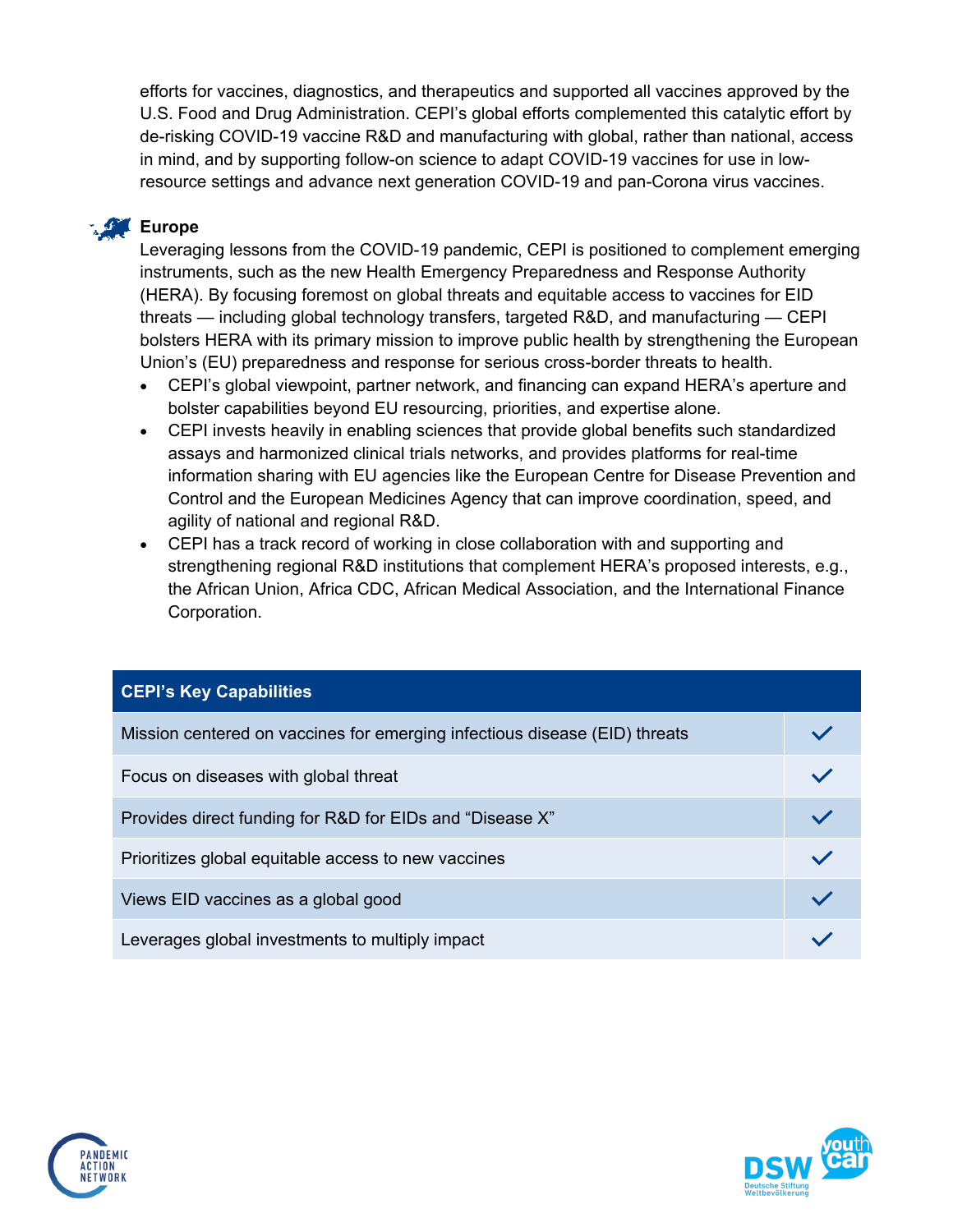efforts for vaccines, diagnostics, and therapeutics and supported all vaccines approved by the U.S. Food and Drug Administration. CEPI's global efforts complemented this catalytic effort by de-risking COVID-19 vaccine R&D and manufacturing with global, rather than national, access in mind, and by supporting follow-on science to adapt COVID-19 vaccines for use in low-resource settings and advance next generation COVID-19 and pan-Corona virus vaccines.

**Europe**

Leveraging lessons from the COVID-19 pandemic, CEPI is positioned to complement emerging instruments, such as the new Health Emergency Preparedness and Response Authority (HERA). By focusing foremost on global threats and equitable access to vaccines for EID threats — including global technology transfers, targeted R&D, and manufacturing — CEPI bolsters HERA with its primary mission to improve public health by strengthening the European Union's (EU) preparedness and response for serious cross-border threats to health.

- CEPI's global viewpoint, partner network, and financing can expand HERA's aperture and bolster capabilities beyond EU resourcing, priorities, and expertise alone.
- CEPI invests heavily in enabling sciences that provide global benefits such standardized assays and harmonized clinical trials networks, and provides platforms for real-time information sharing with EU agencies like the European Centre for Disease Prevention and Control and the European Medicines Agency that can improve coordination, speed, and agility of national and regional R&D.
- CEPI has a track record of working in close collaboration with and supporting and strengthening regional R&D institutions that complement HERA's proposed interests, e.g., the African Union, Africa CDC, African Medical Association, and the International Finance Corporation.

| CEPI's Key Capabilities | |
|---|---|
| Mission centered on vaccines for emerging infectious disease (EID) threats | ✓ |
| Focus on diseases with global threat | ✓ |
| Provides direct funding for R&D for EIDs and "Disease X" | ✓ |
| Prioritizes global equitable access to new vaccines | ✓ |
| Views EID vaccines as a global good | ✓ |
| Leverages global investments to multiply impact | ✓ |